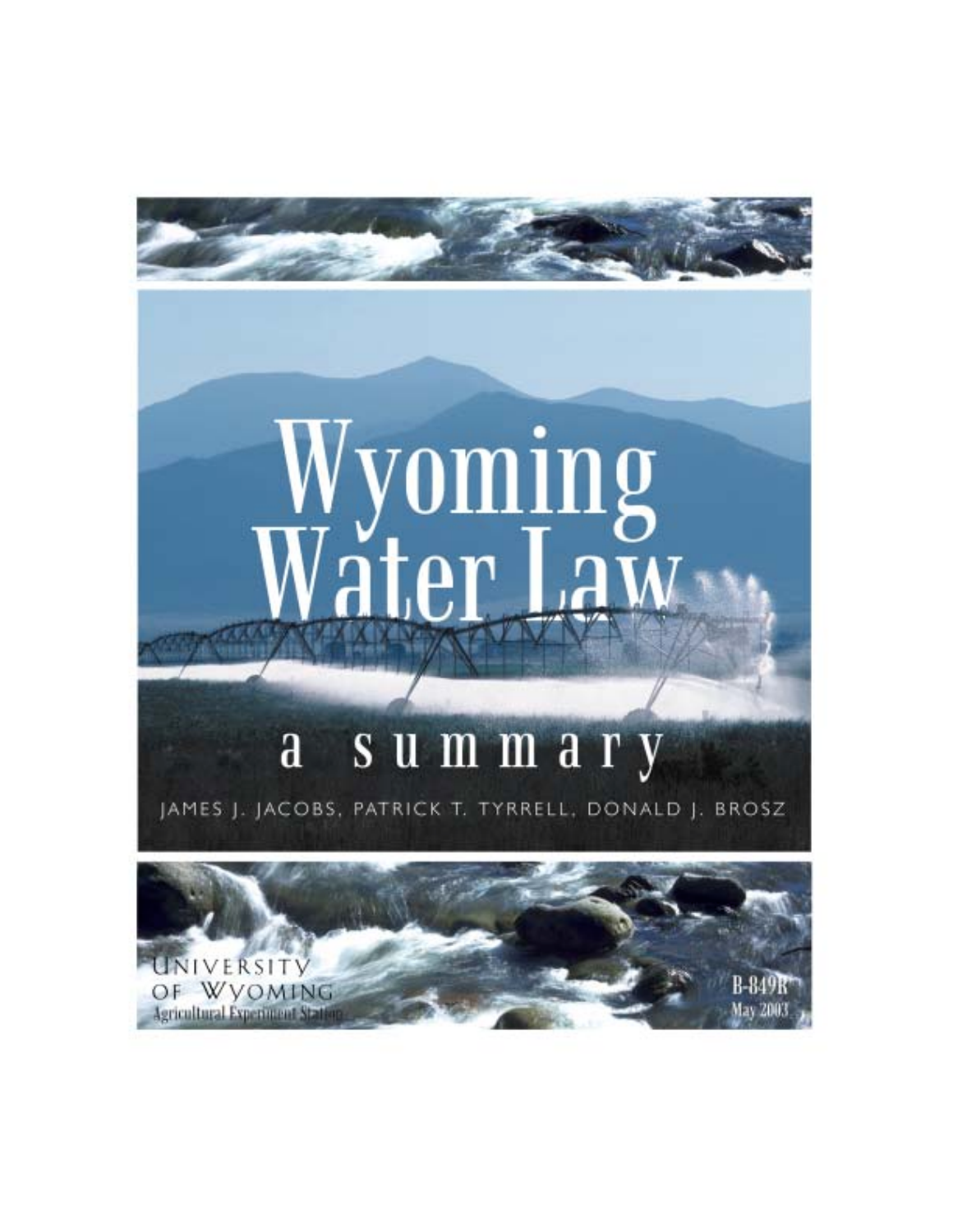# Wyoming Water Law

## a summary

JAMES J. JACOBS, PATRICK T. TYRRELL, DONALD J. BROSZ

UNIVERSITY OF WYOMING
Agricultural Experiment Station

B-849R
May 2003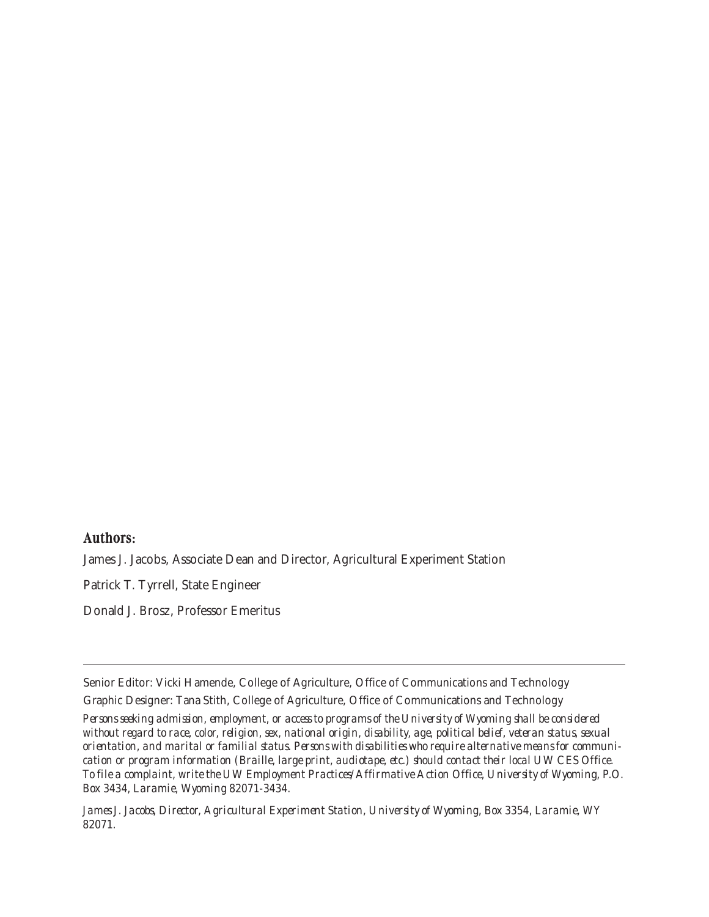**Authors:**

James J. Jacobs, Associate Dean and Director, Agricultural Experiment Station

Patrick T. Tyrrell, State Engineer

Donald J. Brosz, Professor Emeritus

---

Senior Editor: Vicki Hamende, College of Agriculture, Office of Communications and Technology

Graphic Designer: Tana Stith, College of Agriculture, Office of Communications and Technology

*Persons seeking admission, employment, or access to programs of the University of Wyoming shall be considered without regard to race, color, religion, sex, national origin, disability, age, political belief, veteran status, sexual orientation, and marital or familial status. Persons with disabilities who require alternative means for communication or program information (Braille, large print, audiotape, etc.) should contact their local UW CES Office. To file a complaint, write the UW Employment Practices/Affirmative Action Office, University of Wyoming, P.O. Box 3434, Laramie, Wyoming 82071-3434.*

*James J. Jacobs, Director, Agricultural Experiment Station, University of Wyoming, Box 3354, Laramie, WY 82071.*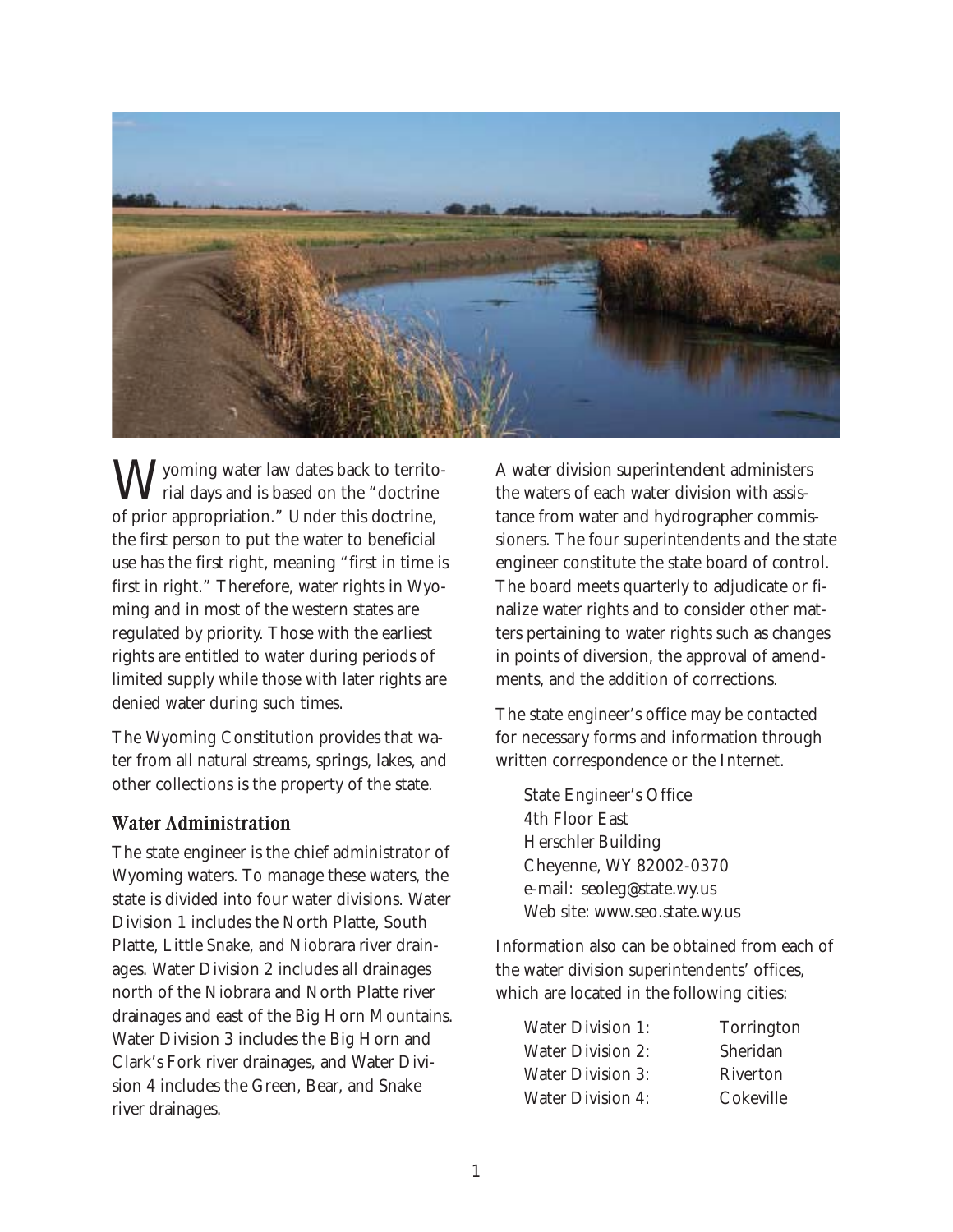Wyoming water law dates back to territorial days and is based on the "doctrine of prior appropriation." Under this doctrine, the first person to put the water to beneficial use has the first right, meaning "first in time is first in right." Therefore, water rights in Wyoming and in most of the western states are regulated by priority. Those with the earliest rights are entitled to water during periods of limited supply while those with later rights are denied water during such times.

The Wyoming Constitution provides that water from all natural streams, springs, lakes, and other collections is the property of the state.

## Water Administration

The state engineer is the chief administrator of Wyoming waters. To manage these waters, the state is divided into four water divisions. Water Division 1 includes the North Platte, South Platte, Little Snake, and Niobrara river drainages. Water Division 2 includes all drainages north of the Niobrara and North Platte river drainages and east of the Big Horn Mountains. Water Division 3 includes the Big Horn and Clark's Fork river drainages, and Water Division 4 includes the Green, Bear, and Snake river drainages.

A water division superintendent administers the waters of each water division with assistance from water and hydrographer commissioners. The four superintendents and the state engineer constitute the state board of control. The board meets quarterly to adjudicate or finalize water rights and to consider other matters pertaining to water rights such as changes in points of diversion, the approval of amendments, and the addition of corrections.

The state engineer's office may be contacted for necessary forms and information through written correspondence or the Internet.

State Engineer's Office  
4th Floor East  
Herschler Building  
Cheyenne, WY 82002-0370  
e-mail: seoleg@state.wy.us  
Web site: www.seo.state.wy.us

Information also can be obtained from each of the water division superintendents' offices, which are located in the following cities:

| | |
|---|---|
| Water Division 1: | Torrington |
| Water Division 2: | Sheridan |
| Water Division 3: | Riverton |
| Water Division 4: | Cokeville |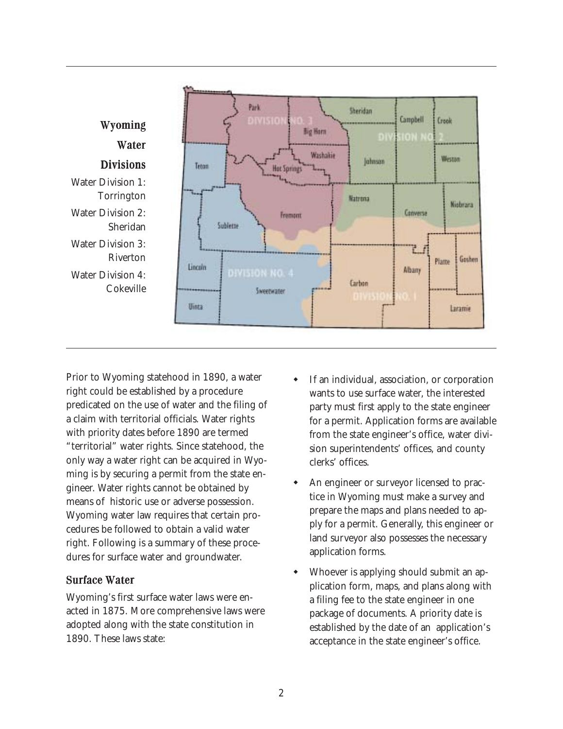## Wyoming Water Divisions

Water Division 1: Torrington

Water Division 2: Sheridan

Water Division 3: Riverton

Water Division 4: Cokeville

Prior to Wyoming statehood in 1890, a water right could be established by a procedure predicated on the use of water and the filing of a claim with territorial officials. Water rights with priority dates before 1890 are termed "territorial" water rights. Since statehood, the only way a water right can be acquired in Wyoming is by securing a permit from the state engineer. Water rights cannot be obtained by means of historic use or adverse possession. Wyoming water law requires that certain procedures be followed to obtain a valid water right. Following is a summary of these procedures for surface water and groundwater.

### Surface Water

Wyoming's first surface water laws were enacted in 1875. More comprehensive laws were adopted along with the state constitution in 1890. These laws state:

- If an individual, association, or corporation wants to use surface water, the interested party must first apply to the state engineer for a permit. Application forms are available from the state engineer's office, water division superintendents' offices, and county clerks' offices.
- An engineer or surveyor licensed to practice in Wyoming must make a survey and prepare the maps and plans needed to apply for a permit. Generally, this engineer or land surveyor also possesses the necessary application forms.
- Whoever is applying should submit an application form, maps, and plans along with a filing fee to the state engineer in one package of documents. A priority date is established by the date of an application's acceptance in the state engineer's office.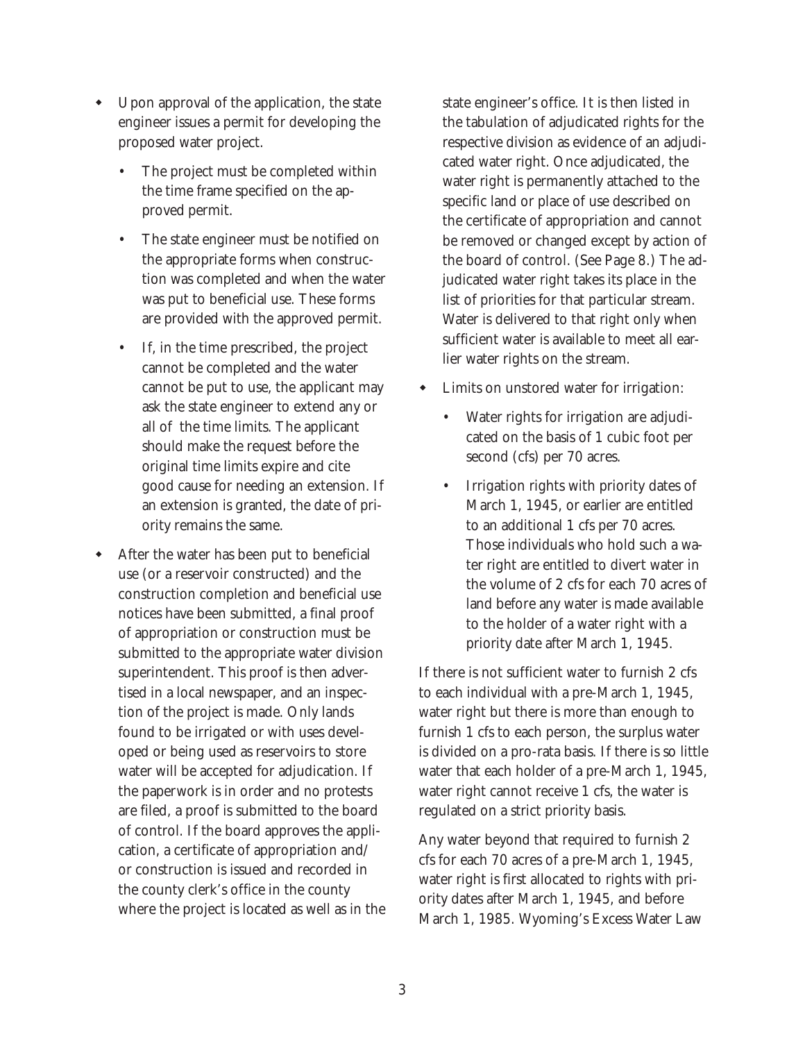- Upon approval of the application, the state engineer issues a permit for developing the proposed water project.
  - The project must be completed within the time frame specified on the approved permit.
  - The state engineer must be notified on the appropriate forms when construction was completed and when the water was put to beneficial use. These forms are provided with the approved permit.
  - If, in the time prescribed, the project cannot be completed and the water cannot be put to use, the applicant may ask the state engineer to extend any or all of the time limits. The applicant should make the request before the original time limits expire and cite good cause for needing an extension. If an extension is granted, the date of priority remains the same.
- After the water has been put to beneficial use (or a reservoir constructed) and the construction completion and beneficial use notices have been submitted, a final proof of appropriation or construction must be submitted to the appropriate water division superintendent. This proof is then advertised in a local newspaper, and an inspection of the project is made. Only lands found to be irrigated or with uses developed or being used as reservoirs to store water will be accepted for adjudication. If the paperwork is in order and no protests are filed, a proof is submitted to the board of control. If the board approves the application, a certificate of appropriation and/or construction is issued and recorded in the county clerk's office in the county where the project is located as well as in the state engineer's office. It is then listed in the tabulation of adjudicated rights for the respective division as evidence of an adjudicated water right. Once adjudicated, the water right is permanently attached to the specific land or place of use described on the certificate of appropriation and cannot be removed or changed except by action of the board of control. (See Page 8.) The adjudicated water right takes its place in the list of priorities for that particular stream. Water is delivered to that right only when sufficient water is available to meet all earlier water rights on the stream.
- Limits on unstored water for irrigation:
  - Water rights for irrigation are adjudicated on the basis of 1 cubic foot per second (cfs) per 70 acres.
  - Irrigation rights with priority dates of March 1, 1945, or earlier are entitled to an additional 1 cfs per 70 acres. Those individuals who hold such a water right are entitled to divert water in the volume of 2 cfs for each 70 acres of land before any water is made available to the holder of a water right with a priority date after March 1, 1945.

If there is not sufficient water to furnish 2 cfs to each individual with a pre-March 1, 1945, water right but there is more than enough to furnish 1 cfs to each person, the surplus water is divided on a pro-rata basis. If there is so little water that each holder of a pre-March 1, 1945, water right cannot receive 1 cfs, the water is regulated on a strict priority basis.

Any water beyond that required to furnish 2 cfs for each 70 acres of a pre-March 1, 1945, water right is first allocated to rights with priority dates after March 1, 1945, and before March 1, 1985. Wyoming's Excess Water Law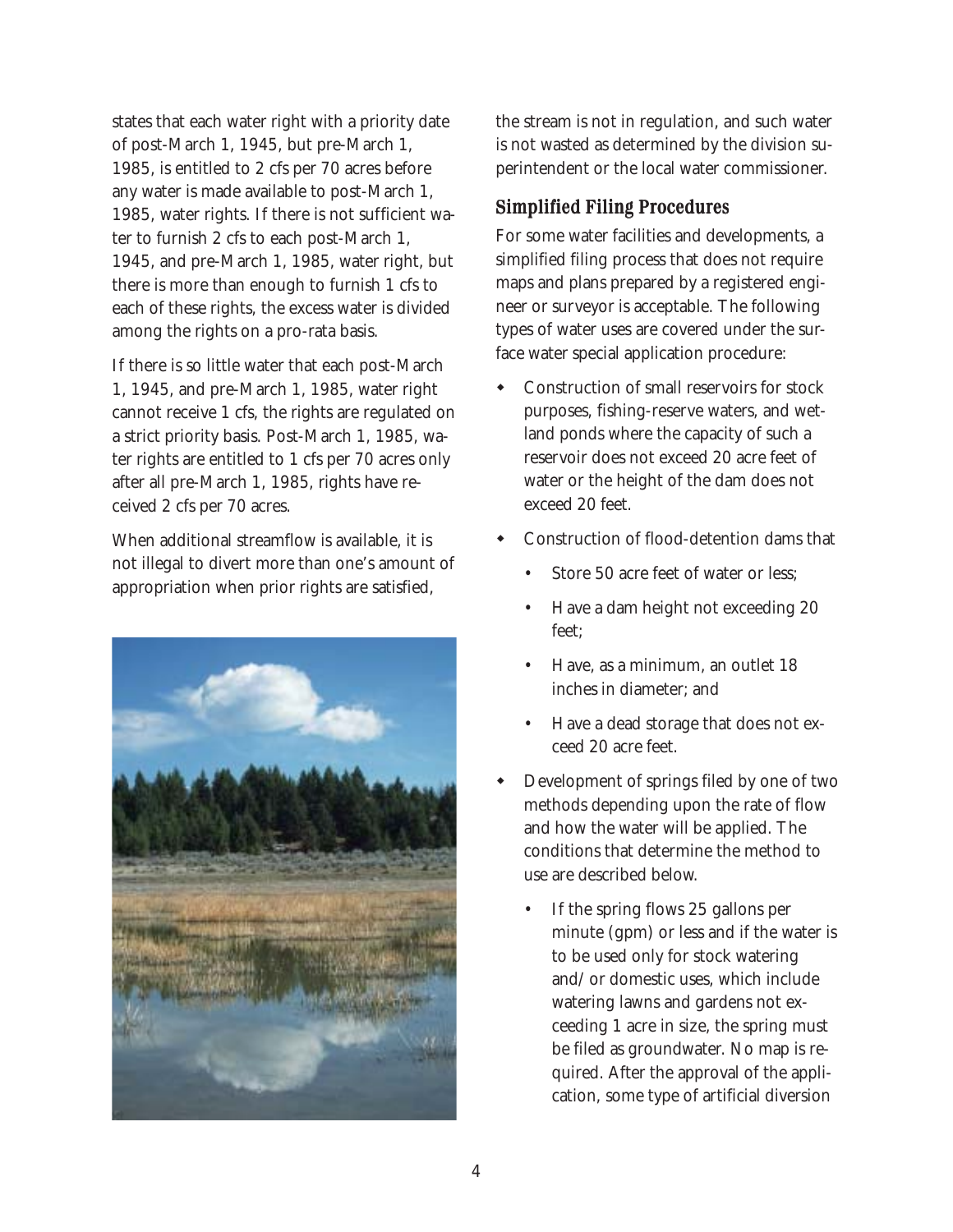states that each water right with a priority date of post-March 1, 1945, but pre-March 1, 1985, is entitled to 2 cfs per 70 acres before any water is made available to post-March 1, 1985, water rights. If there is not sufficient water to furnish 2 cfs to each post-March 1, 1945, and pre-March 1, 1985, water right, but there is more than enough to furnish 1 cfs to each of these rights, the excess water is divided among the rights on a pro-rata basis.

If there is so little water that each post-March 1, 1945, and pre-March 1, 1985, water right cannot receive 1 cfs, the rights are regulated on a strict priority basis. Post-March 1, 1985, water rights are entitled to 1 cfs per 70 acres only after all pre-March 1, 1985, rights have received 2 cfs per 70 acres.

When additional streamflow is available, it is not illegal to divert more than one's amount of appropriation when prior rights are satisfied, the stream is not in regulation, and such water is not wasted as determined by the division superintendent or the local water commissioner.

## Simplified Filing Procedures

For some water facilities and developments, a simplified filing process that does not require maps and plans prepared by a registered engineer or surveyor is acceptable. The following types of water uses are covered under the surface water special application procedure:

- Construction of small reservoirs for stock purposes, fishing-reserve waters, and wetland ponds where the capacity of such a reservoir does not exceed 20 acre feet of water or the height of the dam does not exceed 20 feet.
- Construction of flood-detention dams that
  - Store 50 acre feet of water or less;
  - Have a dam height not exceeding 20 feet;
  - Have, as a minimum, an outlet 18 inches in diameter; and
  - Have a dead storage that does not exceed 20 acre feet.
- Development of springs filed by one of two methods depending upon the rate of flow and how the water will be applied. The conditions that determine the method to use are described below.
  - If the spring flows 25 gallons per minute (gpm) or less and if the water is to be used only for stock watering and/or domestic uses, which include watering lawns and gardens not exceeding 1 acre in size, the spring must be filed as groundwater. No map is required. After the approval of the application, some type of artificial diversion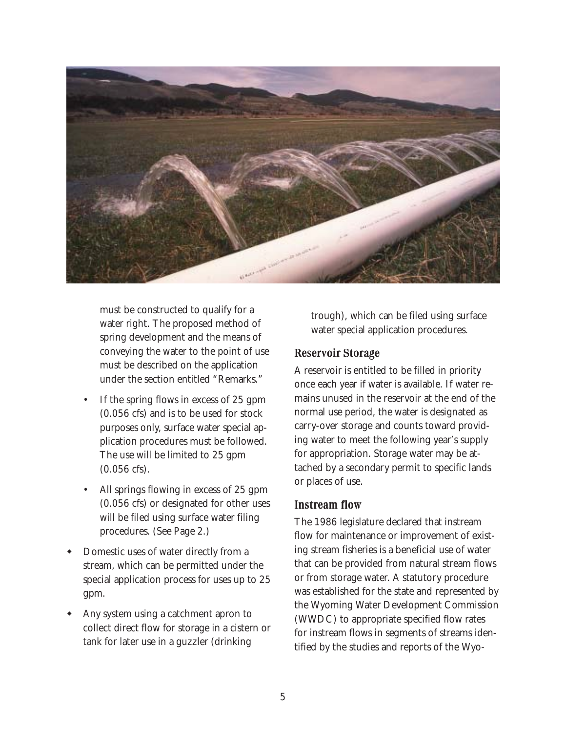must be constructed to qualify for a water right. The proposed method of spring development and the means of conveying the water to the point of use must be described on the application under the section entitled "Remarks."

- If the spring flows in excess of 25 gpm (0.056 cfs) and is to be used for stock purposes only, surface water special application procedures must be followed. The use will be limited to 25 gpm (0.056 cfs).
- All springs flowing in excess of 25 gpm (0.056 cfs) or designated for other uses will be filed using surface water filing procedures. (See Page 2.)

- Domestic uses of water directly from a stream, which can be permitted under the special application process for uses up to 25 gpm.
- Any system using a catchment apron to collect direct flow for storage in a cistern or tank for later use in a guzzler (drinking trough), which can be filed using surface water special application procedures.

### Reservoir Storage

A reservoir is entitled to be filled in priority once each year if water is available. If water remains unused in the reservoir at the end of the normal use period, the water is designated as carry-over storage and counts toward providing water to meet the following year's supply for appropriation. Storage water may be attached by a secondary permit to specific lands or places of use.

### Instream flow

The 1986 legislature declared that instream flow for maintenance or improvement of existing stream fisheries is a beneficial use of water that can be provided from natural stream flows or from storage water. A statutory procedure was established for the state and represented by the Wyoming Water Development Commission (WWDC) to appropriate specified flow rates for instream flows in segments of streams identified by the studies and reports of the Wyo-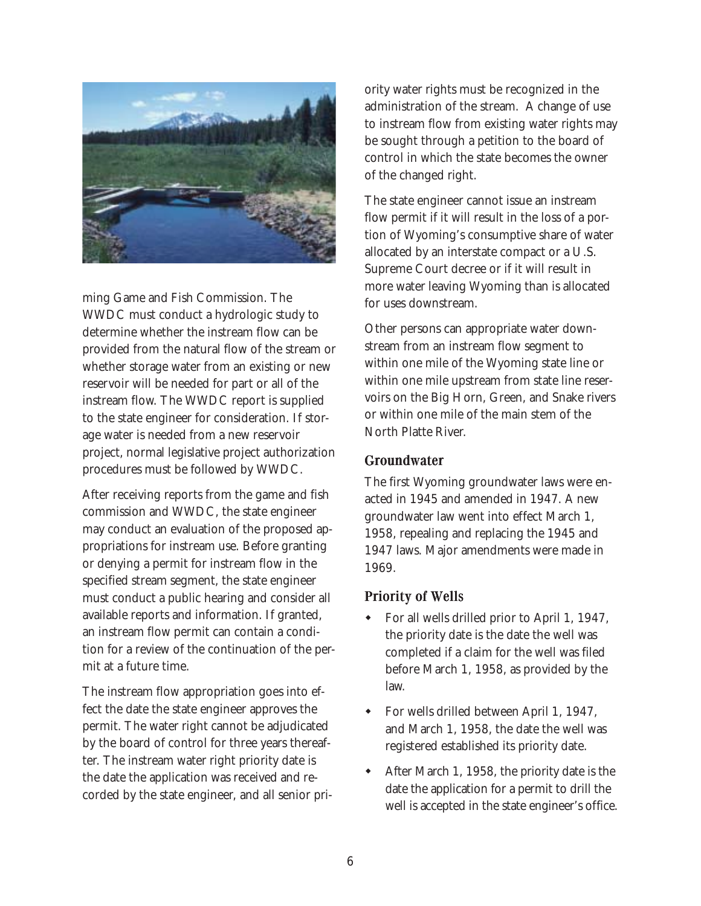ming Game and Fish Commission. The WWDC must conduct a hydrologic study to determine whether the instream flow can be provided from the natural flow of the stream or whether storage water from an existing or new reservoir will be needed for part or all of the instream flow. The WWDC report is supplied to the state engineer for consideration. If storage water is needed from a new reservoir project, normal legislative project authorization procedures must be followed by WWDC.

After receiving reports from the game and fish commission and WWDC, the state engineer may conduct an evaluation of the proposed appropriations for instream use. Before granting or denying a permit for instream flow in the specified stream segment, the state engineer must conduct a public hearing and consider all available reports and information. If granted, an instream flow permit can contain a condition for a review of the continuation of the permit at a future time.

The instream flow appropriation goes into effect the date the state engineer approves the permit. The water right cannot be adjudicated by the board of control for three years thereafter. The instream water right priority date is the date the application was received and recorded by the state engineer, and all senior priority water rights must be recognized in the administration of the stream. A change of use to instream flow from existing water rights may be sought through a petition to the board of control in which the state becomes the owner of the changed right.

The state engineer cannot issue an instream flow permit if it will result in the loss of a portion of Wyoming's consumptive share of water allocated by an interstate compact or a U.S. Supreme Court decree or if it will result in more water leaving Wyoming than is allocated for uses downstream.

Other persons can appropriate water downstream from an instream flow segment to within one mile of the Wyoming state line or within one mile upstream from state line reservoirs on the Big Horn, Green, and Snake rivers or within one mile of the main stem of the North Platte River.

## Groundwater

The first Wyoming groundwater laws were enacted in 1945 and amended in 1947. A new groundwater law went into effect March 1, 1958, repealing and replacing the 1945 and 1947 laws. Major amendments were made in 1969.

### Priority of Wells

- For all wells drilled prior to April 1, 1947, the priority date is the date the well was completed if a claim for the well was filed before March 1, 1958, as provided by the law.
- For wells drilled between April 1, 1947, and March 1, 1958, the date the well was registered established its priority date.
- After March 1, 1958, the priority date is the date the application for a permit to drill the well is accepted in the state engineer's office.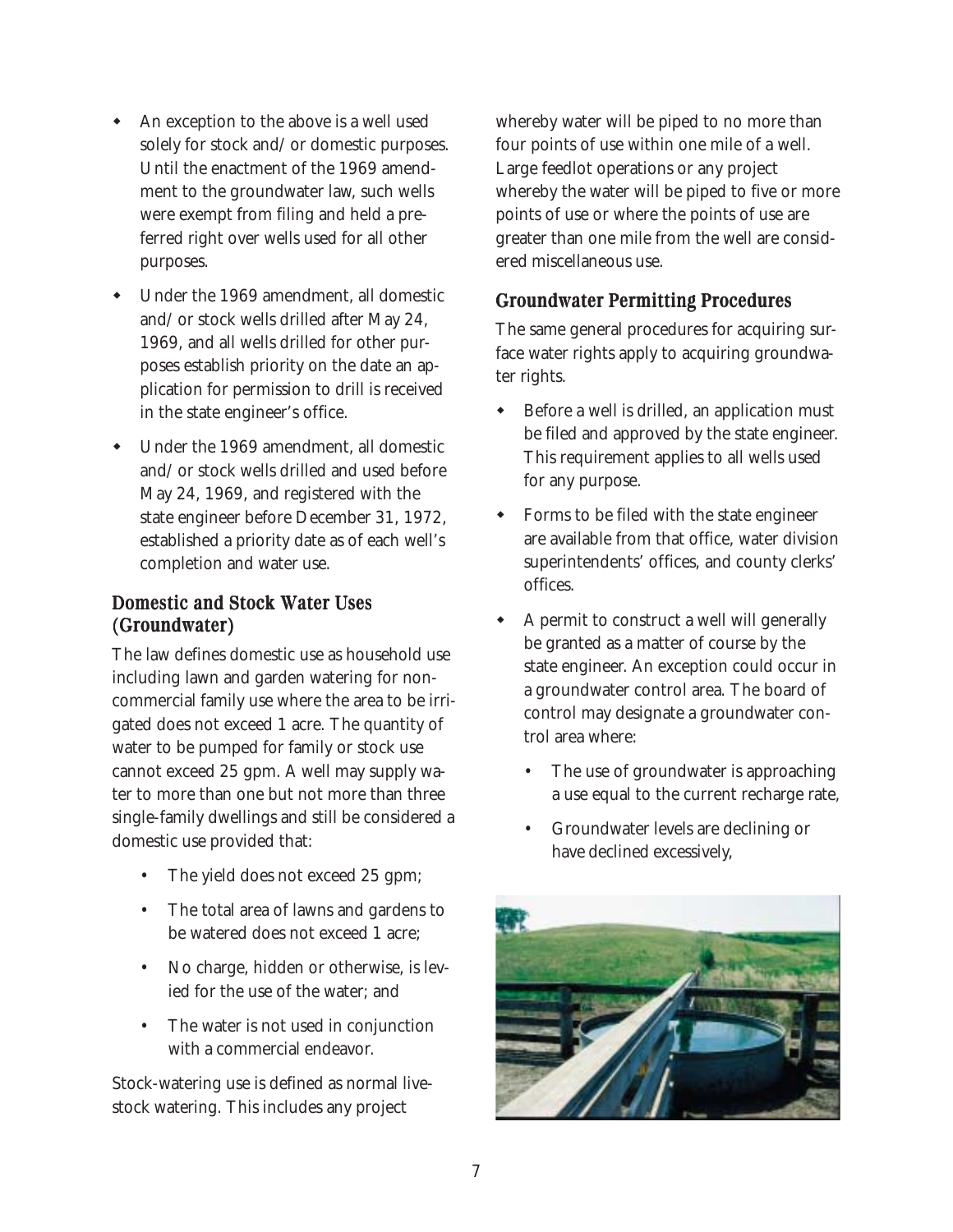- An exception to the above is a well used solely for stock and/or domestic purposes. Until the enactment of the 1969 amendment to the groundwater law, such wells were exempt from filing and held a preferred right over wells used for all other purposes.
- Under the 1969 amendment, all domestic and/or stock wells drilled after May 24, 1969, and all wells drilled for other purposes establish priority on the date an application for permission to drill is received in the state engineer's office.
- Under the 1969 amendment, all domestic and/or stock wells drilled and used before May 24, 1969, and registered with the state engineer before December 31, 1972, established a priority date as of each well's completion and water use.

### Domestic and Stock Water Uses (Groundwater)

The law defines domestic use as household use including lawn and garden watering for noncommercial family use where the area to be irrigated does not exceed 1 acre. The quantity of water to be pumped for family or stock use cannot exceed 25 gpm. A well may supply water to more than one but not more than three single-family dwellings and still be considered a domestic use provided that:

- The yield does not exceed 25 gpm;
- The total area of lawns and gardens to be watered does not exceed 1 acre;
- No charge, hidden or otherwise, is levied for the use of the water; and
- The water is not used in conjunction with a commercial endeavor.

Stock-watering use is defined as normal livestock watering. This includes any project whereby water will be piped to no more than four points of use within one mile of a well. Large feedlot operations or any project whereby the water will be piped to five or more points of use or where the points of use are greater than one mile from the well are considered miscellaneous use.

### Groundwater Permitting Procedures

The same general procedures for acquiring surface water rights apply to acquiring groundwater rights.

- Before a well is drilled, an application must be filed and approved by the state engineer. This requirement applies to all wells used for any purpose.
- Forms to be filed with the state engineer are available from that office, water division superintendents' offices, and county clerks' offices.
- A permit to construct a well will generally be granted as a matter of course by the state engineer. An exception could occur in a groundwater control area. The board of control may designate a groundwater control area where:
  - The use of groundwater is approaching a use equal to the current recharge rate,
  - Groundwater levels are declining or have declined excessively,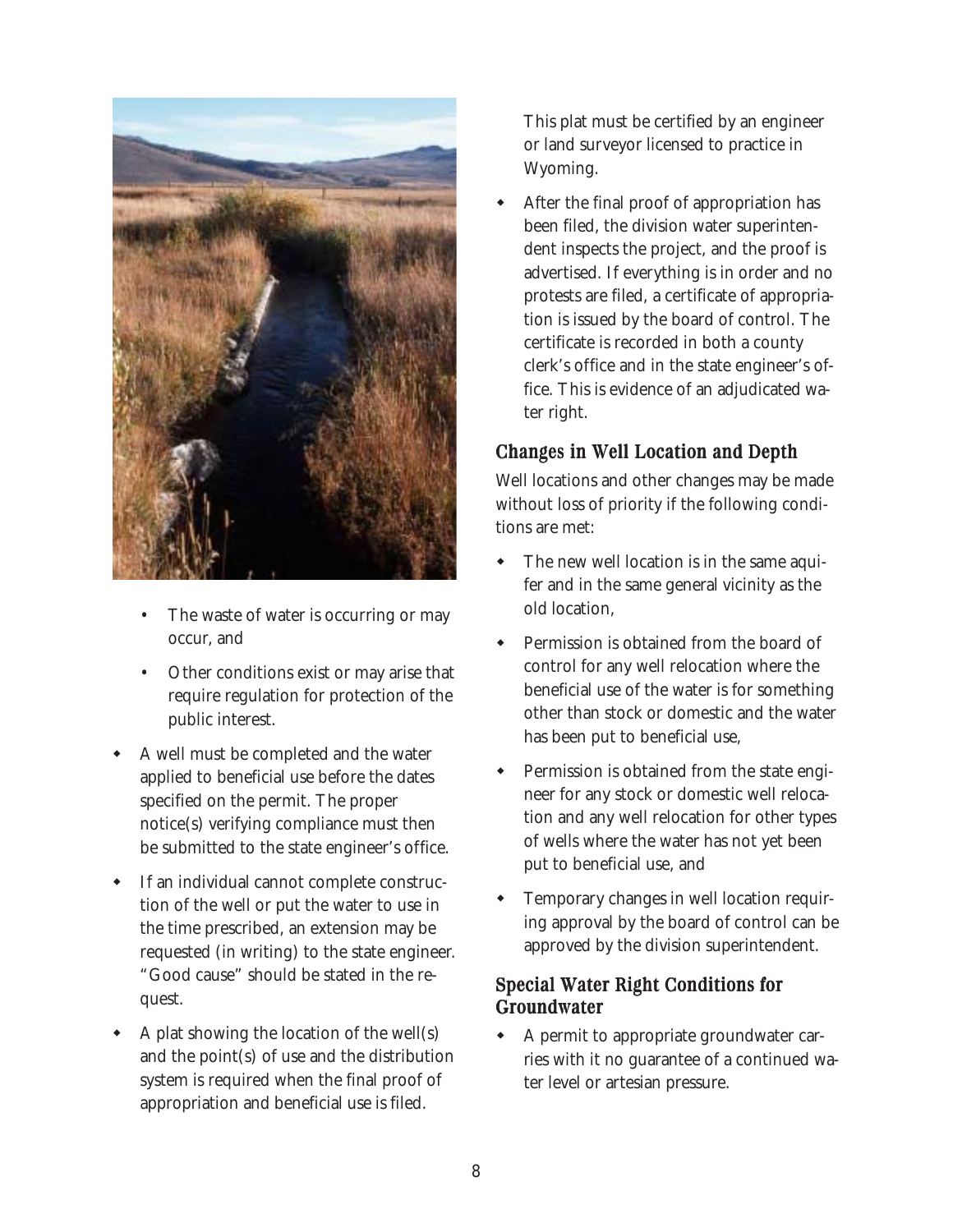- The waste of water is occurring or may occur, and
- Other conditions exist or may arise that require regulation for protection of the public interest.

- A well must be completed and the water applied to beneficial use before the dates specified on the permit. The proper notice(s) verifying compliance must then be submitted to the state engineer's office.
- If an individual cannot complete construction of the well or put the water to use in the time prescribed, an extension may be requested (in writing) to the state engineer. "Good cause" should be stated in the request.
- A plat showing the location of the well(s) and the point(s) of use and the distribution system is required when the final proof of appropriation and beneficial use is filed. This plat must be certified by an engineer or land surveyor licensed to practice in Wyoming.
- After the final proof of appropriation has been filed, the division water superintendent inspects the project, and the proof is advertised. If everything is in order and no protests are filed, a certificate of appropriation is issued by the board of control. The certificate is recorded in both a county clerk's office and in the state engineer's office. This is evidence of an adjudicated water right.

## Changes in Well Location and Depth

Well locations and other changes may be made without loss of priority if the following conditions are met:

- The new well location is in the same aquifer and in the same general vicinity as the old location,
- Permission is obtained from the board of control for any well relocation where the beneficial use of the water is for something other than stock or domestic and the water has been put to beneficial use,
- Permission is obtained from the state engineer for any stock or domestic well relocation and any well relocation for other types of wells where the water has not yet been put to beneficial use, and
- Temporary changes in well location requiring approval by the board of control can be approved by the division superintendent.

## Special Water Right Conditions for Groundwater

- A permit to appropriate groundwater carries with it no guarantee of a continued water level or artesian pressure.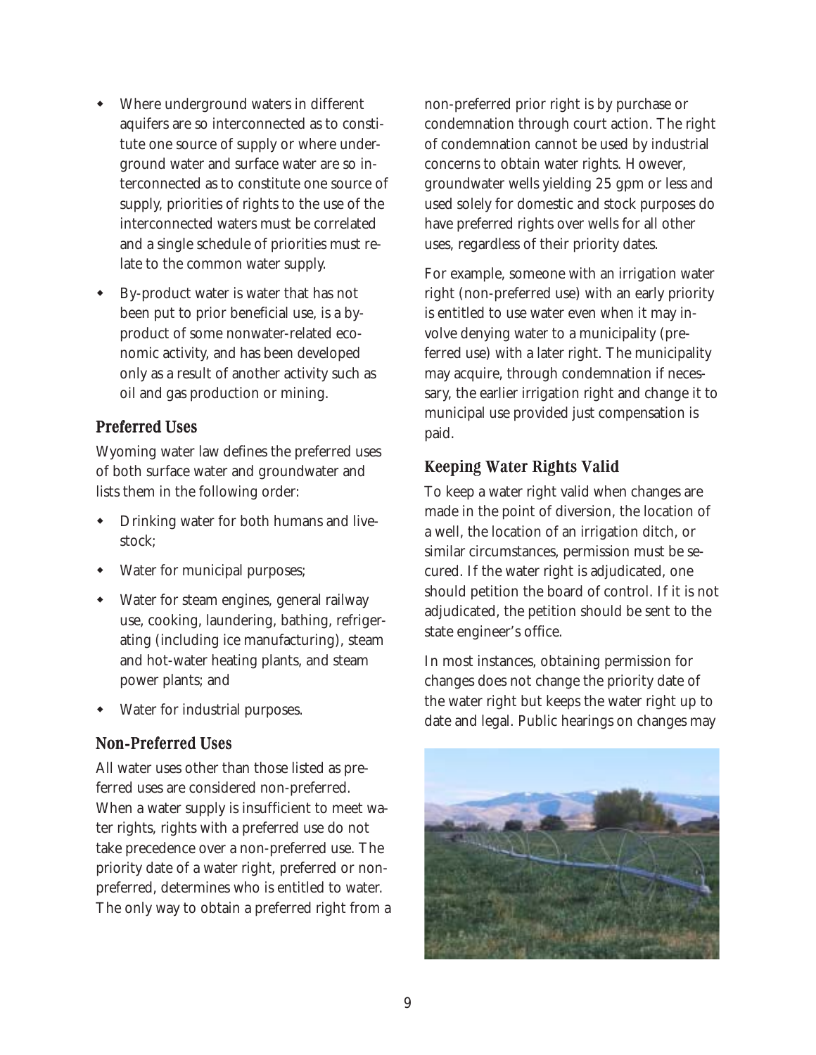- Where underground waters in different aquifers are so interconnected as to constitute one source of supply or where underground water and surface water are so interconnected as to constitute one source of supply, priorities of rights to the use of the interconnected waters must be correlated and a single schedule of priorities must relate to the common water supply.
- By-product water is water that has not been put to prior beneficial use, is a by-product of some nonwater-related economic activity, and has been developed only as a result of another activity such as oil and gas production or mining.

### Preferred Uses

Wyoming water law defines the preferred uses of both surface water and groundwater and lists them in the following order:

- Drinking water for both humans and livestock;
- Water for municipal purposes;
- Water for steam engines, general railway use, cooking, laundering, bathing, refrigerating (including ice manufacturing), steam and hot-water heating plants, and steam power plants; and
- Water for industrial purposes.

### Non-Preferred Uses

All water uses other than those listed as preferred uses are considered non-preferred. When a water supply is insufficient to meet water rights, rights with a preferred use do not take precedence over a non-preferred use. The priority date of a water right, preferred or non-preferred, determines who is entitled to water. The only way to obtain a preferred right from a non-preferred prior right is by purchase or condemnation through court action. The right of condemnation cannot be used by industrial concerns to obtain water rights. However, groundwater wells yielding 25 gpm or less and used solely for domestic and stock purposes do have preferred rights over wells for all other uses, regardless of their priority dates.

For example, someone with an irrigation water right (non-preferred use) with an early priority is entitled to use water even when it may involve denying water to a municipality (preferred use) with a later right. The municipality may acquire, through condemnation if necessary, the earlier irrigation right and change it to municipal use provided just compensation is paid.

### Keeping Water Rights Valid

To keep a water right valid when changes are made in the point of diversion, the location of a well, the location of an irrigation ditch, or similar circumstances, permission must be secured. If the water right is adjudicated, one should petition the board of control. If it is not adjudicated, the petition should be sent to the state engineer's office.

In most instances, obtaining permission for changes does not change the priority date of the water right but keeps the water right up to date and legal. Public hearings on changes may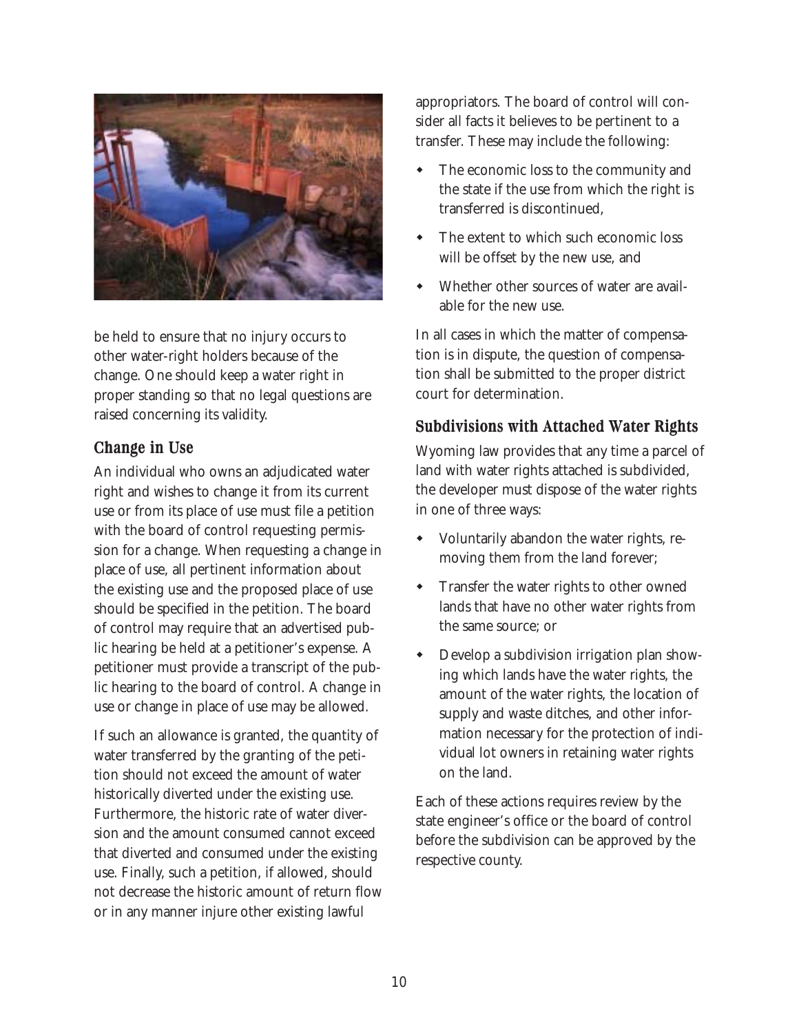be held to ensure that no injury occurs to other water-right holders because of the change. One should keep a water right in proper standing so that no legal questions are raised concerning its validity.

## Change in Use

An individual who owns an adjudicated water right and wishes to change it from its current use or from its place of use must file a petition with the board of control requesting permission for a change. When requesting a change in place of use, all pertinent information about the existing use and the proposed place of use should be specified in the petition. The board of control may require that an advertised public hearing be held at a petitioner's expense. A petitioner must provide a transcript of the public hearing to the board of control. A change in use or change in place of use may be allowed.

If such an allowance is granted, the quantity of water transferred by the granting of the petition should not exceed the amount of water historically diverted under the existing use. Furthermore, the historic rate of water diversion and the amount consumed cannot exceed that diverted and consumed under the existing use. Finally, such a petition, if allowed, should not decrease the historic amount of return flow or in any manner injure other existing lawful appropriators. The board of control will consider all facts it believes to be pertinent to a transfer. These may include the following:

- The economic loss to the community and the state if the use from which the right is transferred is discontinued,
- The extent to which such economic loss will be offset by the new use, and
- Whether other sources of water are available for the new use.

In all cases in which the matter of compensation is in dispute, the question of compensation shall be submitted to the proper district court for determination.

## Subdivisions with Attached Water Rights

Wyoming law provides that any time a parcel of land with water rights attached is subdivided, the developer must dispose of the water rights in one of three ways:

- Voluntarily abandon the water rights, removing them from the land forever;
- Transfer the water rights to other owned lands that have no other water rights from the same source; or
- Develop a subdivision irrigation plan showing which lands have the water rights, the amount of the water rights, the location of supply and waste ditches, and other information necessary for the protection of individual lot owners in retaining water rights on the land.

Each of these actions requires review by the state engineer's office or the board of control before the subdivision can be approved by the respective county.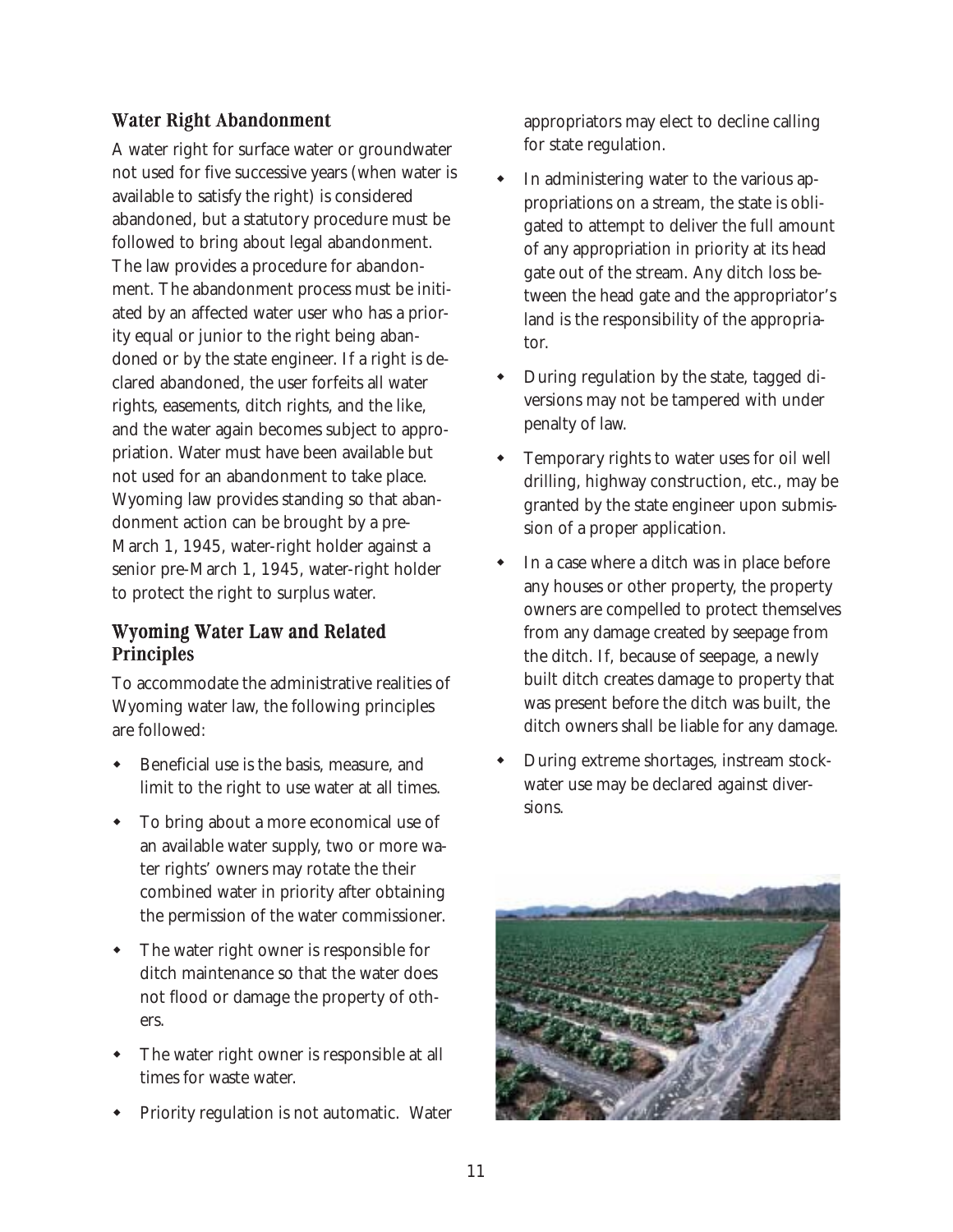## Water Right Abandonment

A water right for surface water or groundwater not used for five successive years (when water is available to satisfy the right) is considered abandoned, but a statutory procedure must be followed to bring about legal abandonment. The law provides a procedure for abandonment. The abandonment process must be initiated by an affected water user who has a priority equal or junior to the right being abandoned or by the state engineer. If a right is declared abandoned, the user forfeits all water rights, easements, ditch rights, and the like, and the water again becomes subject to appropriation. Water must have been available but not used for an abandonment to take place. Wyoming law provides standing so that abandonment action can be brought by a pre-March 1, 1945, water-right holder against a senior pre-March 1, 1945, water-right holder to protect the right to surplus water.

## Wyoming Water Law and Related Principles

To accommodate the administrative realities of Wyoming water law, the following principles are followed:

- Beneficial use is the basis, measure, and limit to the right to use water at all times.
- To bring about a more economical use of an available water supply, two or more water rights' owners may rotate the their combined water in priority after obtaining the permission of the water commissioner.
- The water right owner is responsible for ditch maintenance so that the water does not flood or damage the property of others.
- The water right owner is responsible at all times for waste water.
- Priority regulation is not automatic. Water appropriators may elect to decline calling for state regulation.
- In administering water to the various appropriations on a stream, the state is obligated to attempt to deliver the full amount of any appropriation in priority at its head gate out of the stream. Any ditch loss between the head gate and the appropriator's land is the responsibility of the appropriator.
- During regulation by the state, tagged diversions may not be tampered with under penalty of law.
- Temporary rights to water uses for oil well drilling, highway construction, etc., may be granted by the state engineer upon submission of a proper application.
- In a case where a ditch was in place before any houses or other property, the property owners are compelled to protect themselves from any damage created by seepage from the ditch. If, because of seepage, a newly built ditch creates damage to property that was present before the ditch was built, the ditch owners shall be liable for any damage.
- During extreme shortages, instream stockwater use may be declared against diversions.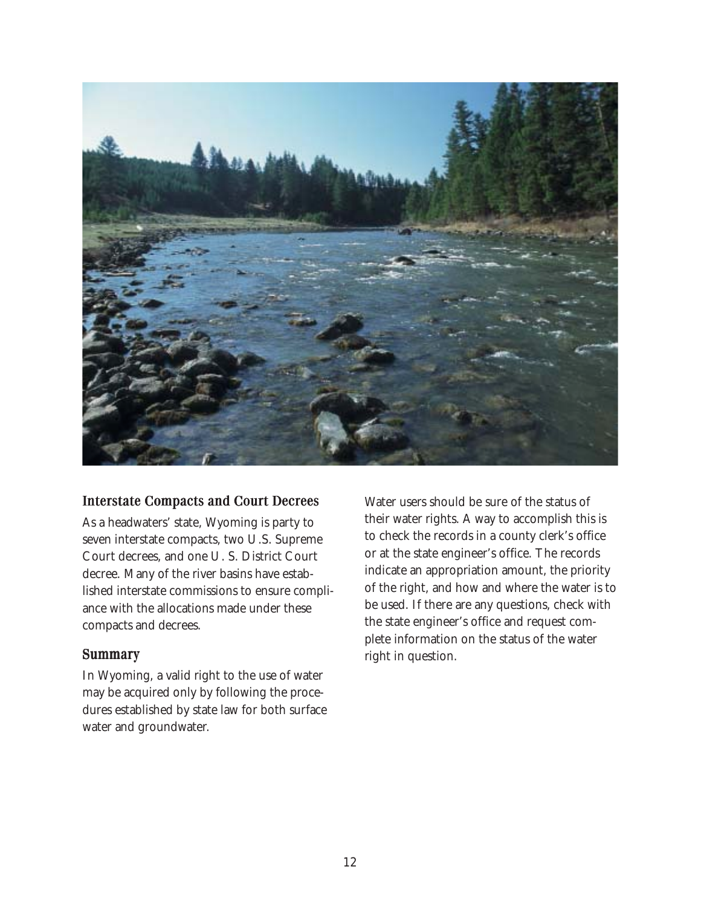## Interstate Compacts and Court Decrees

As a headwaters' state, Wyoming is party to seven interstate compacts, two U.S. Supreme Court decrees, and one U. S. District Court decree. Many of the river basins have established interstate commissions to ensure compliance with the allocations made under these compacts and decrees.

## Summary

In Wyoming, a valid right to the use of water may be acquired only by following the procedures established by state law for both surface water and groundwater.

Water users should be sure of the status of their water rights. A way to accomplish this is to check the records in a county clerk's office or at the state engineer's office. The records indicate an appropriation amount, the priority of the right, and how and where the water is to be used. If there are any questions, check with the state engineer's office and request complete information on the status of the water right in question.